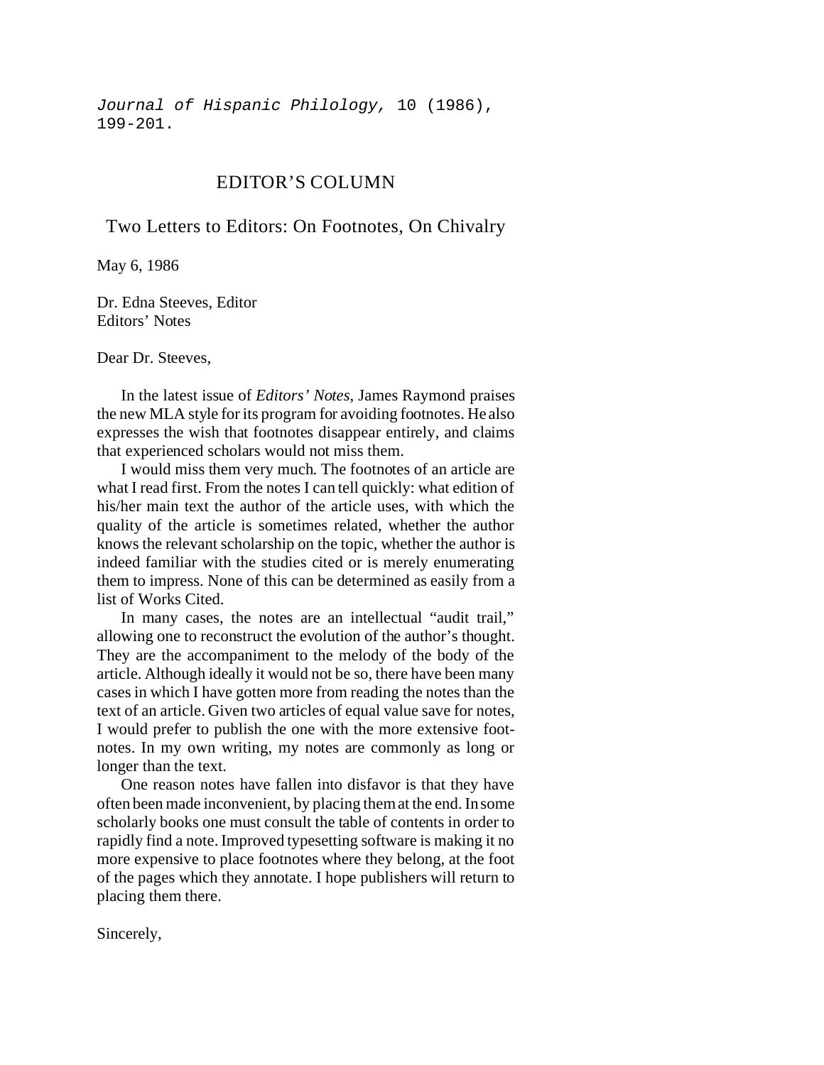*Journal of Hispanic Philology,* 10 (1986), 199-201.

# EDITOR'S COLUMN

## Two Letters to Editors: On Footnotes, On Chivalry

May 6, 1986

Dr. Edna Steeves, Editor
Editors' Notes

Dear Dr. Steeves,

In the latest issue of *Editors' Notes*, James Raymond praises the new MLA style for its program for avoiding footnotes. He also expresses the wish that footnotes disappear entirely, and claims that experienced scholars would not miss them.

I would miss them very much. The footnotes of an article are what I read first. From the notes I can tell quickly: what edition of his/her main text the author of the article uses, with which the quality of the article is sometimes related, whether the author knows the relevant scholarship on the topic, whether the author is indeed familiar with the studies cited or is merely enumerating them to impress. None of this can be determined as easily from a list of Works Cited.

In many cases, the notes are an intellectual "audit trail," allowing one to reconstruct the evolution of the author's thought. They are the accompaniment to the melody of the body of the article. Although ideally it would not be so, there have been many cases in which I have gotten more from reading the notes than the text of an article. Given two articles of equal value save for notes, I would prefer to publish the one with the more extensive footnotes. In my own writing, my notes are commonly as long or longer than the text.

One reason notes have fallen into disfavor is that they have often been made inconvenient, by placing them at the end. In some scholarly books one must consult the table of contents in order to rapidly find a note. Improved typesetting software is making it no more expensive to place footnotes where they belong, at the foot of the pages which they annotate. I hope publishers will return to placing them there.

Sincerely,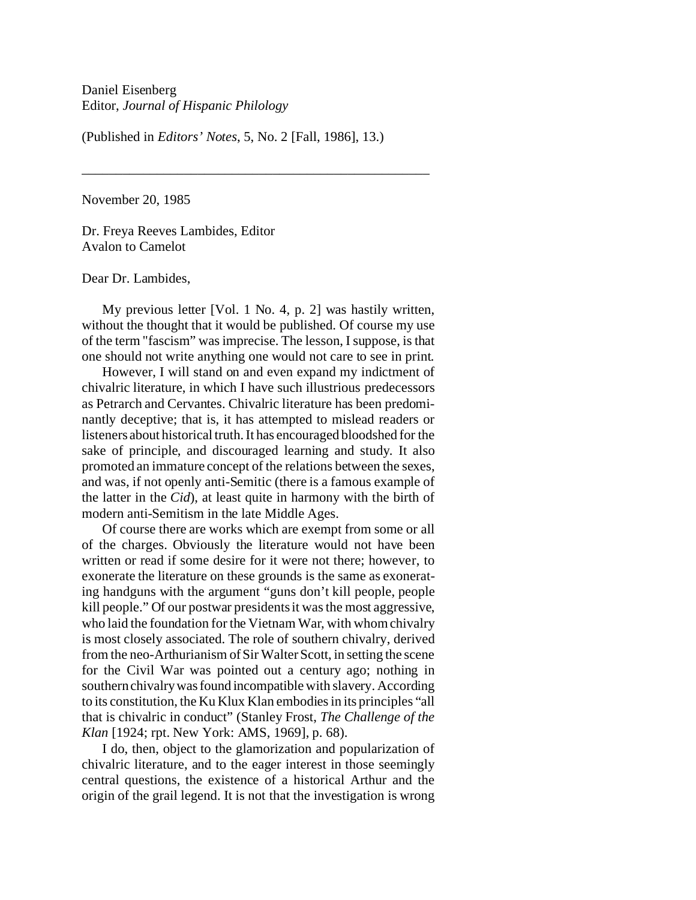Daniel Eisenberg
Editor, *Journal of Hispanic Philology*

(Published in *Editors' Notes*, 5, No. 2 [Fall, 1986], 13.)

---

November 20, 1985

Dr. Freya Reeves Lambides, Editor
Avalon to Camelot

Dear Dr. Lambides,

My previous letter [Vol. 1 No. 4, p. 2] was hastily written, without the thought that it would be published. Of course my use of the term "fascism" was imprecise. The lesson, I suppose, is that one should not write anything one would not care to see in print.

However, I will stand on and even expand my indictment of chivalric literature, in which I have such illustrious predecessors as Petrarch and Cervantes. Chivalric literature has been predominantly deceptive; that is, it has attempted to mislead readers or listeners about historical truth. It has encouraged bloodshed for the sake of principle, and discouraged learning and study. It also promoted an immature concept of the relations between the sexes, and was, if not openly anti-Semitic (there is a famous example of the latter in the *Cid*), at least quite in harmony with the birth of modern anti-Semitism in the late Middle Ages.

Of course there are works which are exempt from some or all of the charges. Obviously the literature would not have been written or read if some desire for it were not there; however, to exonerate the literature on these grounds is the same as exonerating handguns with the argument "guns don't kill people, people kill people." Of our postwar presidents it was the most aggressive, who laid the foundation for the Vietnam War, with whom chivalry is most closely associated. The role of southern chivalry, derived from the neo-Arthurianism of Sir Walter Scott, in setting the scene for the Civil War was pointed out a century ago; nothing in southern chivalry was found incompatible with slavery. According to its constitution, the Ku Klux Klan embodies in its principles "all that is chivalric in conduct" (Stanley Frost, *The Challenge of the Klan* [1924; rpt. New York: AMS, 1969], p. 68).

I do, then, object to the glamorization and popularization of chivalric literature, and to the eager interest in those seemingly central questions, the existence of a historical Arthur and the origin of the grail legend. It is not that the investigation is wrong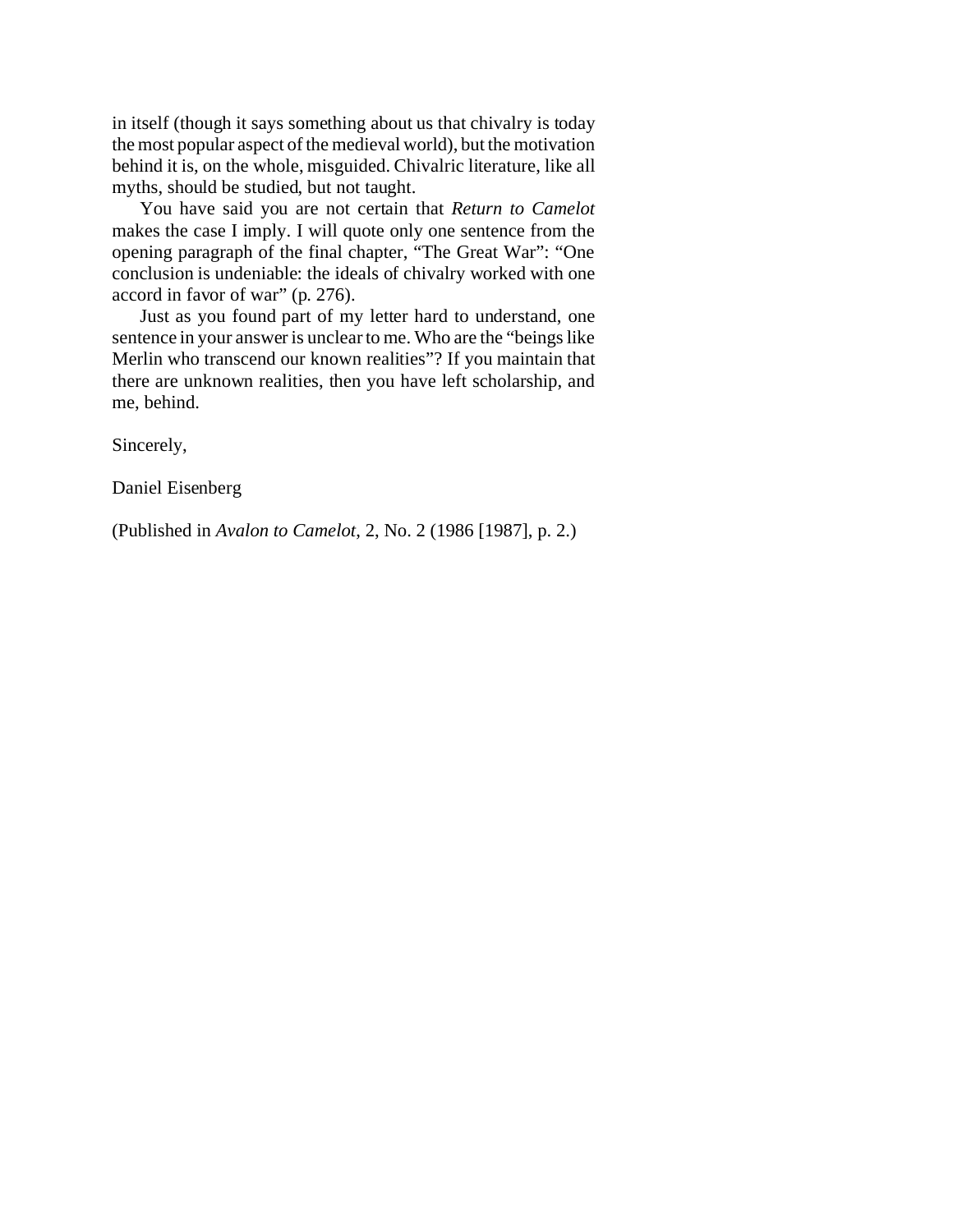in itself (though it says something about us that chivalry is today the most popular aspect of the medieval world), but the motivation behind it is, on the whole, misguided. Chivalric literature, like all myths, should be studied, but not taught.

You have said you are not certain that *Return to Camelot* makes the case I imply. I will quote only one sentence from the opening paragraph of the final chapter, "The Great War": "One conclusion is undeniable: the ideals of chivalry worked with one accord in favor of war" (p. 276).

Just as you found part of my letter hard to understand, one sentence in your answer is unclear to me. Who are the "beings like Merlin who transcend our known realities"? If you maintain that there are unknown realities, then you have left scholarship, and me, behind.

Sincerely,

Daniel Eisenberg

(Published in *Avalon to Camelot*, 2, No. 2 (1986 [1987], p. 2.)